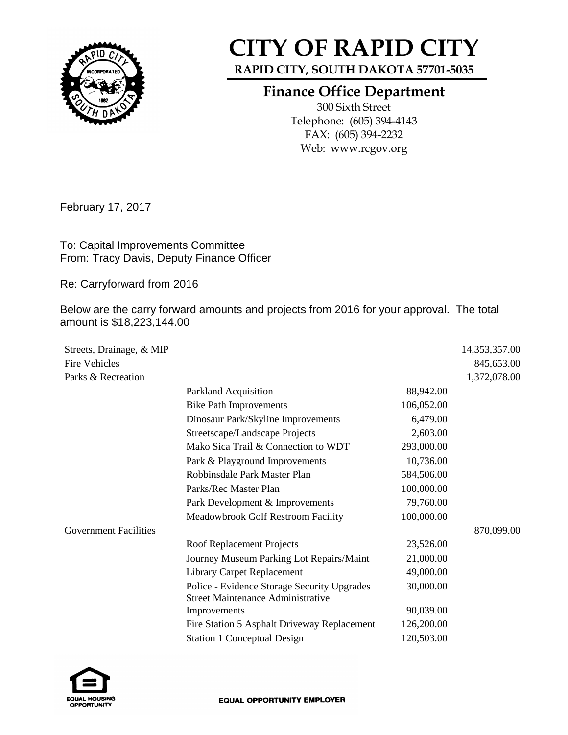# CITY OF RAPID CITY

**RAPID CITY, SOUTH DAKOTA 57701-5035**

## Finance Office Department

300 Sixth Street
Telephone: (605) 394-4143
FAX: (605) 394-2232
Web: www.rcgov.org

February 17, 2017

To: Capital Improvements Committee
From: Tracy Davis, Deputy Finance Officer

Re: Carryforward from 2016

Below are the carry forward amounts and projects from 2016 for your approval. The total amount is $18,223,144.00

| | | | |
|---|---|---|---|
| Streets, Drainage, & MIP | | | 14,353,357.00 |
| Fire Vehicles | | | 845,653.00 |
| Parks & Recreation | | | 1,372,078.00 |
| | Parkland Acquisition | 88,942.00 | |
| | Bike Path Improvements | 106,052.00 | |
| | Dinosaur Park/Skyline Improvements | 6,479.00 | |
| | Streetscape/Landscape Projects | 2,603.00 | |
| | Mako Sica Trail & Connection to WDT | 293,000.00 | |
| | Park & Playground Improvements | 10,736.00 | |
| | Robbinsdale Park Master Plan | 584,506.00 | |
| | Parks/Rec Master Plan | 100,000.00 | |
| | Park Development & Improvements | 79,760.00 | |
| | Meadowbrook Golf Restroom Facility | 100,000.00 | |
| Government Facilities | | | 870,099.00 |
| | Roof Replacement Projects | 23,526.00 | |
| | Journey Museum Parking Lot Repairs/Maint | 21,000.00 | |
| | Library Carpet Replacement | 49,000.00 | |
| | Police - Evidence Storage Security Upgrades | 30,000.00 | |
| | Street Maintenance Administrative Improvements | 90,039.00 | |
| | Fire Station 5 Asphalt Driveway Replacement | 126,200.00 | |
| | Station 1 Conceptual Design | 120,503.00 | |

EQUAL HOUSING OPPORTUNITY

EQUAL OPPORTUNITY EMPLOYER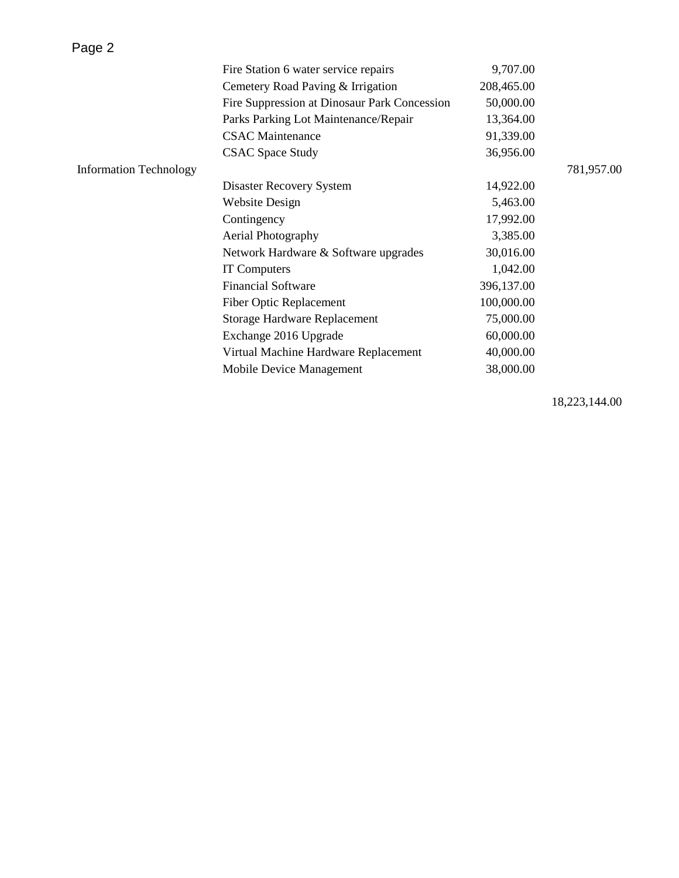| | | | |
|---|---|---|---|
| | Fire Station 6 water service repairs | 9,707.00 | |
| | Cemetery Road Paving & Irrigation | 208,465.00 | |
| | Fire Suppression at Dinosaur Park Concession | 50,000.00 | |
| | Parks Parking Lot Maintenance/Repair | 13,364.00 | |
| | CSAC Maintenance | 91,339.00 | |
| | CSAC Space Study | 36,956.00 | |
| Information Technology | | | 781,957.00 |
| | Disaster Recovery System | 14,922.00 | |
| | Website Design | 5,463.00 | |
| | Contingency | 17,992.00 | |
| | Aerial Photography | 3,385.00 | |
| | Network Hardware & Software upgrades | 30,016.00 | |
| | IT Computers | 1,042.00 | |
| | Financial Software | 396,137.00 | |
| | Fiber Optic Replacement | 100,000.00 | |
| | Storage Hardware Replacement | 75,000.00 | |
| | Exchange 2016 Upgrade | 60,000.00 | |
| | Virtual Machine Hardware Replacement | 40,000.00 | |
| | Mobile Device Management | 38,000.00 | |
| | | | 18,223,144.00 |